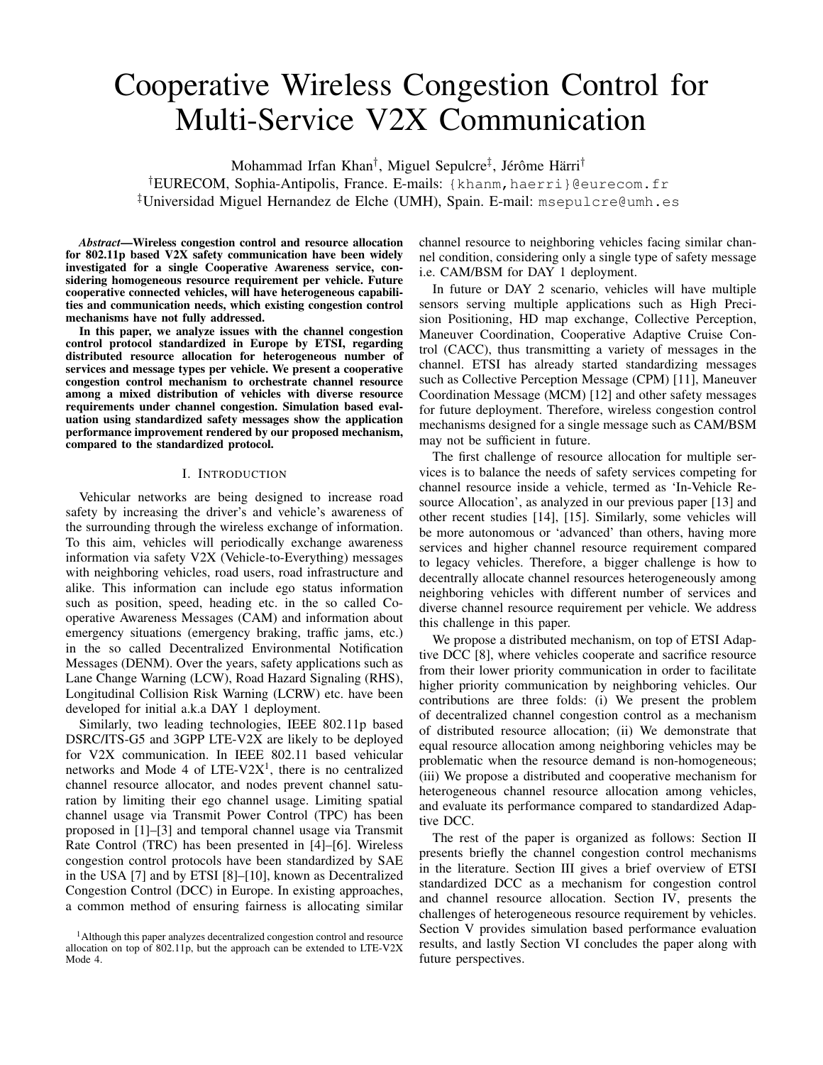# Cooperative Wireless Congestion Control for Multi-Service V2X Communication

Mohammad Irfan Khan[†], Miguel Sepulcre[‡], Jérôme Härri[†]

[†]EURECOM, Sophia-Antipolis, France. E-mails: {khanm,haerri}@eurecom.fr

[‡]Universidad Miguel Hernandez de Elche (UMH), Spain. E-mail: msepulcre@umh.es

***Abstract*—Wireless congestion control and resource allocation for 802.11p based V2X safety communication have been widely investigated for a single Cooperative Awareness service, considering homogeneous resource requirement per vehicle. Future cooperative connected vehicles, will have heterogeneous capabilities and communication needs, which existing congestion control mechanisms have not fully addressed.**

**In this paper, we analyze issues with the channel congestion control protocol standardized in Europe by ETSI, regarding distributed resource allocation for heterogeneous number of services and message types per vehicle. We present a cooperative congestion control mechanism to orchestrate channel resource among a mixed distribution of vehicles with diverse resource requirements under channel congestion. Simulation based evaluation using standardized safety messages show the application performance improvement rendered by our proposed mechanism, compared to the standardized protocol.**

## I. Introduction

Vehicular networks are being designed to increase road safety by increasing the driver's and vehicle's awareness of the surrounding through the wireless exchange of information. To this aim, vehicles will periodically exchange awareness information via safety V2X (Vehicle-to-Everything) messages with neighboring vehicles, road users, road infrastructure and alike. This information can include ego status information such as position, speed, heading etc. in the so called Cooperative Awareness Messages (CAM) and information about emergency situations (emergency braking, traffic jams, etc.) in the so called Decentralized Environmental Notification Messages (DENM). Over the years, safety applications such as Lane Change Warning (LCW), Road Hazard Signaling (RHS), Longitudinal Collision Risk Warning (LCRW) etc. have been developed for initial a.k.a DAY 1 deployment.

Similarly, two leading technologies, IEEE 802.11p based DSRC/ITS-G5 and 3GPP LTE-V2X are likely to be deployed for V2X communication. In IEEE 802.11 based vehicular networks and Mode 4 of LTE-V2X[1], there is no centralized channel resource allocator, and nodes prevent channel saturation by limiting their ego channel usage. Limiting spatial channel usage via Transmit Power Control (TPC) has been proposed in [1]–[3] and temporal channel usage via Transmit Rate Control (TRC) has been presented in [4]–[6]. Wireless congestion control protocols have been standardized by SAE in the USA [7] and by ETSI [8]–[10], known as Decentralized Congestion Control (DCC) in Europe. In existing approaches, a common method of ensuring fairness is allocating similar channel resource to neighboring vehicles facing similar channel condition, considering only a single type of safety message i.e. CAM/BSM for DAY 1 deployment.

In future or DAY 2 scenario, vehicles will have multiple sensors serving multiple applications such as High Precision Positioning, HD map exchange, Collective Perception, Maneuver Coordination, Cooperative Adaptive Cruise Control (CACC), thus transmitting a variety of messages in the channel. ETSI has already started standardizing messages such as Collective Perception Message (CPM) [11], Maneuver Coordination Message (MCM) [12] and other safety messages for future deployment. Therefore, wireless congestion control mechanisms designed for a single message such as CAM/BSM may not be sufficient in future.

The first challenge of resource allocation for multiple services is to balance the needs of safety services competing for channel resource inside a vehicle, termed as 'In-Vehicle Resource Allocation', as analyzed in our previous paper [13] and other recent studies [14], [15]. Similarly, some vehicles will be more autonomous or 'advanced' than others, having more services and higher channel resource requirement compared to legacy vehicles. Therefore, a bigger challenge is how to decentrally allocate channel resources heterogeneously among neighboring vehicles with different number of services and diverse channel resource requirement per vehicle. We address this challenge in this paper.

We propose a distributed mechanism, on top of ETSI Adaptive DCC [8], where vehicles cooperate and sacrifice resource from their lower priority communication in order to facilitate higher priority communication by neighboring vehicles. Our contributions are three folds: (i) We present the problem of decentralized channel congestion control as a mechanism of distributed resource allocation; (ii) We demonstrate that equal resource allocation among neighboring vehicles may be problematic when the resource demand is non-homogeneous; (iii) We propose a distributed and cooperative mechanism for heterogeneous channel resource allocation among vehicles, and evaluate its performance compared to standardized Adaptive DCC.

The rest of the paper is organized as follows: Section II presents briefly the channel congestion control mechanisms in the literature. Section III gives a brief overview of ETSI standardized DCC as a mechanism for congestion control and channel resource allocation. Section IV, presents the challenges of heterogeneous resource requirement by vehicles. Section V provides simulation based performance evaluation results, and lastly Section VI concludes the paper along with future perspectives.

[1]Although this paper analyzes decentralized congestion control and resource allocation on top of 802.11p, but the approach can be extended to LTE-V2X Mode 4.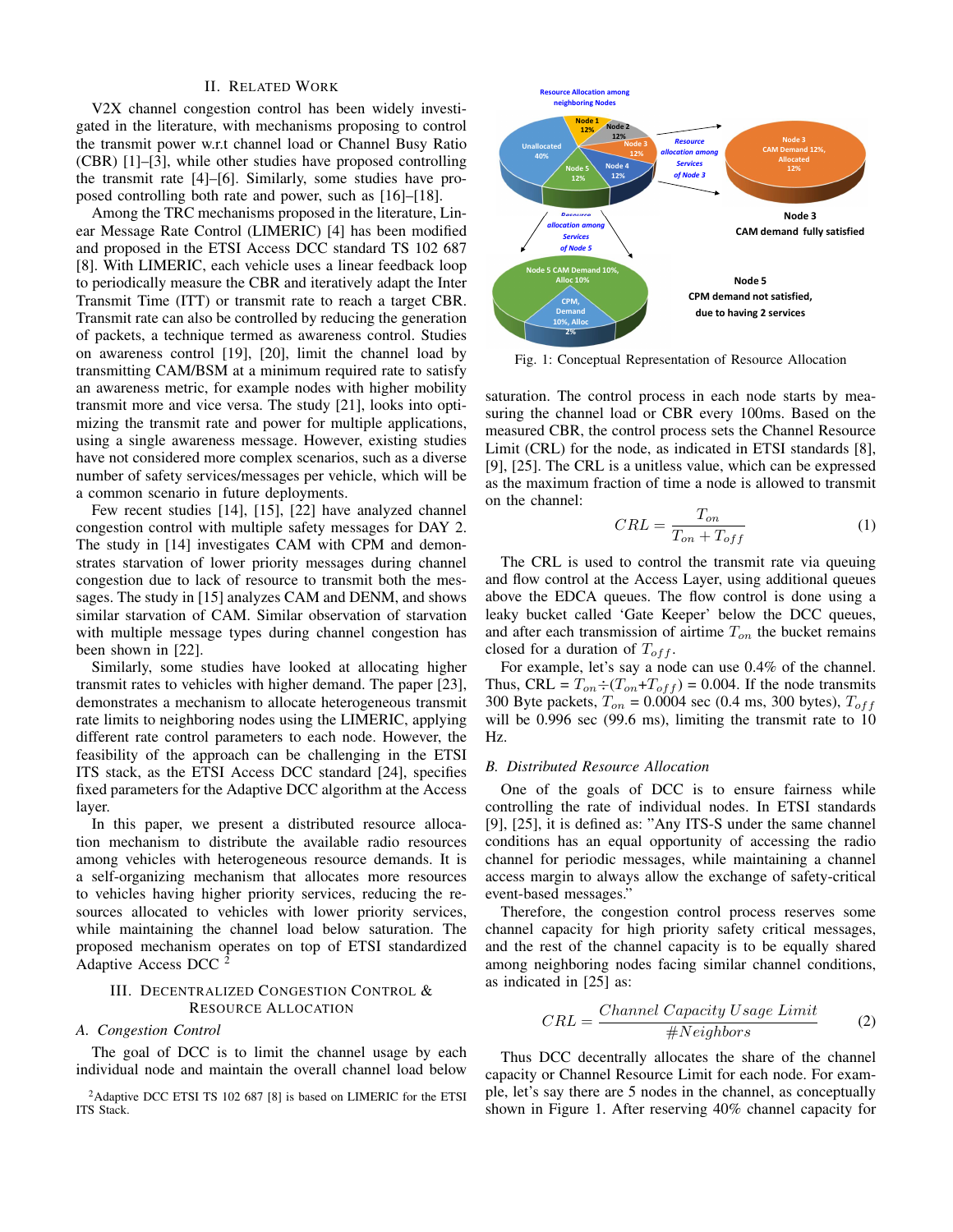## II. Related Work

V2X channel congestion control has been widely investigated in the literature, with mechanisms proposing to control the transmit power w.r.t channel load or Channel Busy Ratio (CBR) [1]–[3], while other studies have proposed controlling the transmit rate [4]–[6]. Similarly, some studies have proposed controlling both rate and power, such as [16]–[18].

Among the TRC mechanisms proposed in the literature, Linear Message Rate Control (LIMERIC) [4] has been modified and proposed in the ETSI Access DCC standard TS 102 687 [8]. With LIMERIC, each vehicle uses a linear feedback loop to periodically measure the CBR and iteratively adapt the Inter Transmit Time (ITT) or transmit rate to reach a target CBR. Transmit rate can also be controlled by reducing the generation of packets, a technique termed as awareness control. Studies on awareness control [19], [20], limit the channel load by transmitting CAM/BSM at a minimum required rate to satisfy an awareness metric, for example nodes with higher mobility transmit more and vice versa. The study [21], looks into optimizing the transmit rate and power for multiple applications, using a single awareness message. However, existing studies have not considered more complex scenarios, such as a diverse number of safety services/messages per vehicle, which will be a common scenario in future deployments.

Few recent studies [14], [15], [22] have analyzed channel congestion control with multiple safety messages for DAY 2. The study in [14] investigates CAM with CPM and demonstrates starvation of lower priority messages during channel congestion due to lack of resource to transmit both the messages. The study in [15] analyzes CAM and DENM, and shows similar starvation of CAM. Similar observation of starvation with multiple message types during channel congestion has been shown in [22].

Similarly, some studies have looked at allocating higher transmit rates to vehicles with higher demand. The paper [23], demonstrates a mechanism to allocate heterogeneous transmit rate limits to neighboring nodes using the LIMERIC, applying different rate control parameters to each node. However, the feasibility of the approach can be challenging in the ETSI ITS stack, as the ETSI Access DCC standard [24], specifies fixed parameters for the Adaptive DCC algorithm at the Access layer.

In this paper, we present a distributed resource allocation mechanism to distribute the available radio resources among vehicles with heterogeneous resource demands. It is a self-organizing mechanism that allocates more resources to vehicles having higher priority services, reducing the resources allocated to vehicles with lower priority services, while maintaining the channel load below saturation. The proposed mechanism operates on top of ETSI standardized Adaptive Access DCC [2]

## III. Decentralized Congestion Control & Resource Allocation

### A. Congestion Control

The goal of DCC is to limit the channel usage by each individual node and maintain the overall channel load below saturation. The control process in each node starts by measuring the channel load or CBR every 100ms. Based on the measured CBR, the control process sets the Channel Resource Limit (CRL) for the node, as indicated in ETSI standards [8], [9], [25]. The CRL is a unitless value, which can be expressed as the maximum fraction of time a node is allowed to transmit on the channel:

$$CRL = \frac{T_{on}}{T_{on} + T_{off}} \tag{1}$$

The CRL is used to control the transmit rate via queuing and flow control at the Access Layer, using additional queues above the EDCA queues. The flow control is done using a leaky bucket called 'Gate Keeper' below the DCC queues, and after each transmission of airtime $T_{on}$ the bucket remains closed for a duration of $T_{off}$.

For example, let's say a node can use 0.4% of the channel. Thus, CRL = $T_{on} \div (T_{on} + T_{off})$ = 0.004. If the node transmits 300 Byte packets, $T_{on}$ = 0.0004 sec (0.4 ms, 300 bytes), $T_{off}$ will be 0.996 sec (99.6 ms), limiting the transmit rate to 10 Hz.

### B. Distributed Resource Allocation

One of the goals of DCC is to ensure fairness while controlling the rate of individual nodes. In ETSI standards [9], [25], it is defined as: "Any ITS-S under the same channel conditions has an equal opportunity of accessing the radio channel for periodic messages, while maintaining a channel access margin to always allow the exchange of safety-critical event-based messages."

Therefore, the congestion control process reserves some channel capacity for high priority safety critical messages, and the rest of the channel capacity is to be equally shared among neighboring nodes facing similar channel conditions, as indicated in [25] as:

$$CRL = \frac{Channel\ Capacity\ Usage\ Limit}{\#Neighbors} \tag{2}$$

Thus DCC decentrally allocates the share of the channel capacity or Channel Resource Limit for each node. For example, let's say there are 5 nodes in the channel, as conceptually shown in Figure 1. After reserving 40% channel capacity for

Fig. 1: Conceptual Representation of Resource Allocation

[2] Adaptive DCC ETSI TS 102 687 [8] is based on LIMERIC for the ETSI ITS Stack.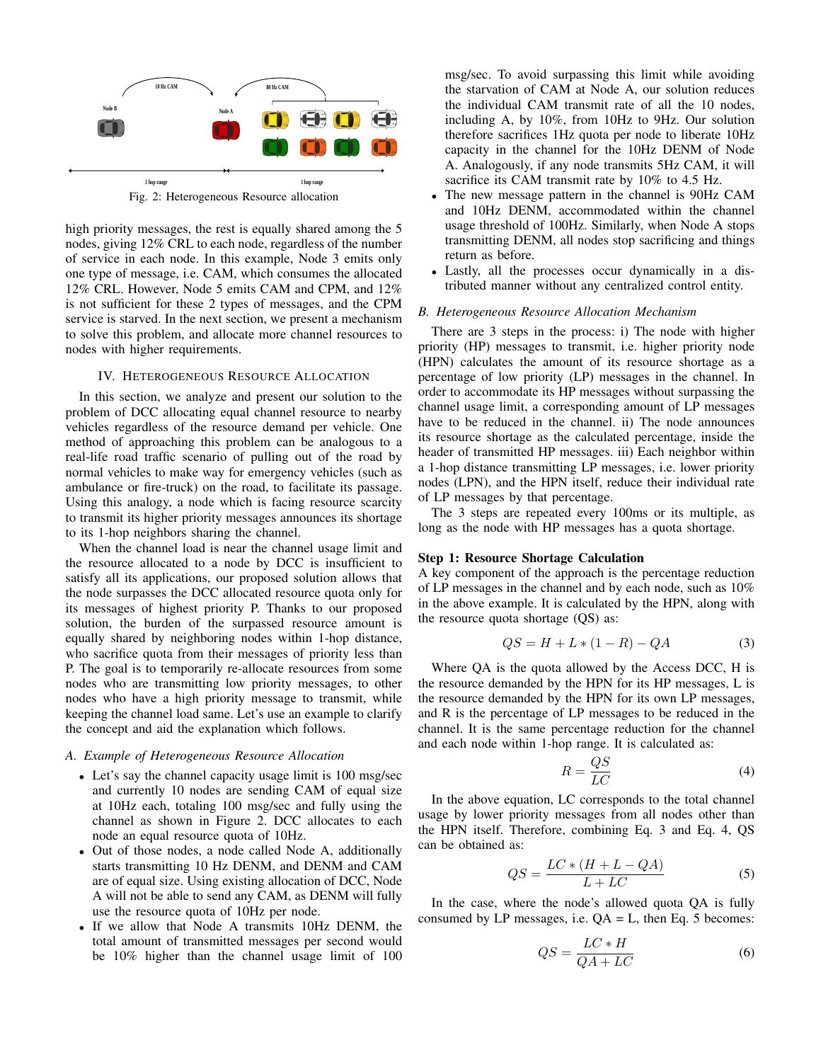Fig. 2: Heterogeneous Resource allocation

high priority messages, the rest is equally shared among the 5 nodes, giving 12% CRL to each node, regardless of the number of service in each node. In this example, Node 3 emits only one type of message, i.e. CAM, which consumes the allocated 12% CRL. However, Node 5 emits CAM and CPM, and 12% is not sufficient for these 2 types of messages, and the CPM service is starved. In the next section, we present a mechanism to solve this problem, and allocate more channel resources to nodes with higher requirements.

## IV. Heterogeneous Resource Allocation

In this section, we analyze and present our solution to the problem of DCC allocating equal channel resource to nearby vehicles regardless of the resource demand per vehicle. One method of approaching this problem can be analogous to a real-life road traffic scenario of pulling out of the road by normal vehicles to make way for emergency vehicles (such as ambulance or fire-truck) on the road, to facilitate its passage. Using this analogy, a node which is facing resource scarcity to transmit its higher priority messages announces its shortage to its 1-hop neighbors sharing the channel.

When the channel load is near the channel usage limit and the resource allocated to a node by DCC is insufficient to satisfy all its applications, our proposed solution allows that the node surpasses the DCC allocated resource quota only for its messages of highest priority P. Thanks to our proposed solution, the burden of the surpassed resource amount is equally shared by neighboring nodes within 1-hop distance, who sacrifice quota from their messages of priority less than P. The goal is to temporarily re-allocate resources from some nodes who are transmitting low priority messages, to other nodes who have a high priority message to transmit, while keeping the channel load same. Let's use an example to clarify the concept and aid the explanation which follows.

### *A. Example of Heterogeneous Resource Allocation*

- Let's say the channel capacity usage limit is 100 msg/sec and currently 10 nodes are sending CAM of equal size at 10Hz each, totaling 100 msg/sec and fully using the channel as shown in Figure 2. DCC allocates to each node an equal resource quota of 10Hz.
- Out of those nodes, a node called Node A, additionally starts transmitting 10 Hz DENM, and DENM and CAM are of equal size. Using existing allocation of DCC, Node A will not be able to send any CAM, as DENM will fully use the resource quota of 10Hz per node.
- If we allow that Node A transmits 10Hz DENM, the total amount of transmitted messages per second would be 10% higher than the channel usage limit of 100 msg/sec. To avoid surpassing this limit while avoiding the starvation of CAM at Node A, our solution reduces the individual CAM transmit rate of all the 10 nodes, including A, by 10%, from 10Hz to 9Hz. Our solution therefore sacrifices 1Hz quota per node to liberate 10Hz capacity in the channel for the 10Hz DENM of Node A. Analogously, if any node transmits 5Hz CAM, it will sacrifice its CAM transmit rate by 10% to 4.5 Hz.
- The new message pattern in the channel is 90Hz CAM and 10Hz DENM, accommodated within the channel usage threshold of 100Hz. Similarly, when Node A stops transmitting DENM, all nodes stop sacrificing and things return as before.
- Lastly, all the processes occur dynamically in a distributed manner without any centralized control entity.

### *B. Heterogeneous Resource Allocation Mechanism*

There are 3 steps in the process: i) The node with higher priority (HP) messages to transmit, i.e. higher priority node (HPN) calculates the amount of its resource shortage as a percentage of low priority (LP) messages in the channel. In order to accommodate its HP messages without surpassing the channel usage limit, a corresponding amount of LP messages have to be reduced in the channel. ii) The node announces its resource shortage as the calculated percentage, inside the header of transmitted HP messages. iii) Each neighbor within a 1-hop distance transmitting LP messages, i.e. lower priority nodes (LPN), and the HPN itself, reduce their individual rate of LP messages by that percentage.

The 3 steps are repeated every 100ms or its multiple, as long as the node with HP messages has a quota shortage.

**Step 1: Resource Shortage Calculation**
A key component of the approach is the percentage reduction of LP messages in the channel and by each node, such as 10% in the above example. It is calculated by the HPN, along with the resource quota shortage (QS) as:

$$QS = H + L * (1 - R) - QA \tag{3}$$

Where QA is the quota allowed by the Access DCC, H is the resource demanded by the HPN for its HP messages, L is the resource demanded by the HPN for its own LP messages, and R is the percentage of LP messages to be reduced in the channel. It is the same percentage reduction for the channel and each node within 1-hop range. It is calculated as:

$$R = \frac{QS}{LC} \tag{4}$$

In the above equation, LC corresponds to the total channel usage by lower priority messages from all nodes other than the HPN itself. Therefore, combining Eq. 3 and Eq. 4, QS can be obtained as:

$$QS = \frac{LC * (H + L - QA)}{L + LC} \tag{5}$$

In the case, where the node's allowed quota QA is fully consumed by LP messages, i.e. QA = L, then Eq. 5 becomes:

$$QS = \frac{LC * H}{QA + LC} \tag{6}$$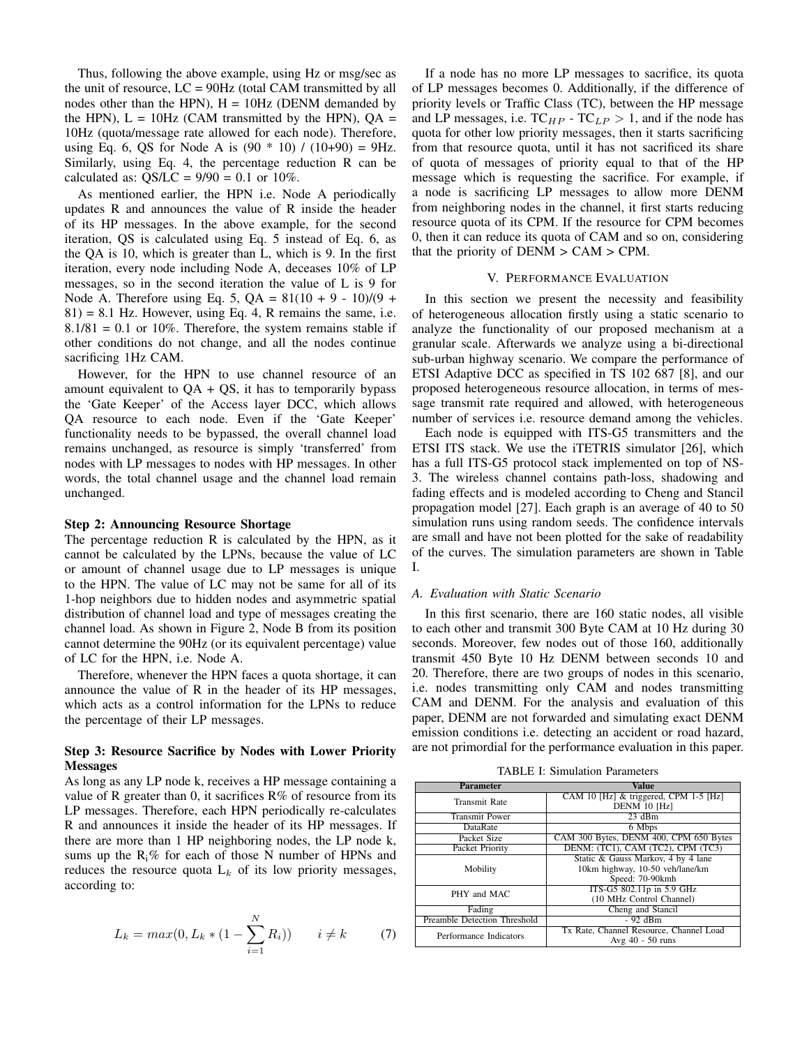Thus, following the above example, using Hz or msg/sec as the unit of resource, LC = 90Hz (total CAM transmitted by all nodes other than the HPN), H = 10Hz (DENM demanded by the HPN), L = 10Hz (CAM transmitted by the HPN), QA = 10Hz (quota/message rate allowed for each node). Therefore, using Eq. 6, QS for Node A is (90 * 10) / (10+90) = 9Hz. Similarly, using Eq. 4, the percentage reduction R can be calculated as: QS/LC = 9/90 = 0.1 or 10%.

As mentioned earlier, the HPN i.e. Node A periodically updates R and announces the value of R inside the header of its HP messages. In the above example, for the second iteration, QS is calculated using Eq. 5 instead of Eq. 6, as the QA is 10, which is greater than L, which is 9. In the first iteration, every node including Node A, deceases 10% of LP messages, so in the second iteration the value of L is 9 for Node A. Therefore using Eq. 5, QA = 81(10 + 9 - 10)/(9 + 81) = 8.1 Hz. However, using Eq. 4, R remains the same, i.e. 8.1/81 = 0.1 or 10%. Therefore, the system remains stable if other conditions do not change, and all the nodes continue sacrificing 1Hz CAM.

However, for the HPN to use channel resource of an amount equivalent to QA + QS, it has to temporarily bypass the 'Gate Keeper' of the Access layer DCC, which allows QA resource to each node. Even if the 'Gate Keeper' functionality needs to be bypassed, the overall channel load remains unchanged, as resource is simply 'transferred' from nodes with LP messages to nodes with HP messages. In other words, the total channel usage and the channel load remain unchanged.

**Step 2: Announcing Resource Shortage**

The percentage reduction R is calculated by the HPN, as it cannot be calculated by the LPNs, because the value of LC or amount of channel usage due to LP messages is unique to the HPN. The value of LC may not be same for all of its 1-hop neighbors due to hidden nodes and asymmetric spatial distribution of channel load and type of messages creating the channel load. As shown in Figure 2, Node B from its position cannot determine the 90Hz (or its equivalent percentage) value of LC for the HPN, i.e. Node A.

Therefore, whenever the HPN faces a quota shortage, it can announce the value of R in the header of its HP messages, which acts as a control information for the LPNs to reduce the percentage of their LP messages.

**Step 3: Resource Sacrifice by Nodes with Lower Priority Messages**

As long as any LP node k, receives a HP message containing a value of R greater than 0, it sacrifices R% of resource from its LP messages. Therefore, each HPN periodically re-calculates R and announces it inside the header of its HP messages. If there are more than 1 HP neighboring nodes, the LP node k, sums up the $R_i$% for each of those N number of HPNs and reduces the resource quota $L_k$ of its low priority messages, according to:

$$L_k = max(0, L_k * (1 - \sum_{i=1}^{N} R_i)) \qquad i \neq k \tag{7}$$

If a node has no more LP messages to sacrifice, its quota of LP messages becomes 0. Additionally, if the difference of priority levels or Traffic Class (TC), between the HP message and LP messages, i.e. $TC_{HP}$ - $TC_{LP} > 1$, and if the node has quota for other low priority messages, then it starts sacrificing from that resource quota, until it has not sacrificed its share of quota of messages of priority equal to that of the HP message which is requesting the sacrifice. For example, if a node is sacrificing LP messages to allow more DENM from neighboring nodes in the channel, it first starts reducing resource quota of its CPM. If the resource for CPM becomes 0, then it can reduce its quota of CAM and so on, considering that the priority of DENM > CAM > CPM.

## V. Performance Evaluation

In this section we present the necessity and feasibility of heterogeneous allocation firstly using a static scenario to analyze the functionality of our proposed mechanism at a granular scale. Afterwards we analyze using a bi-directional sub-urban highway scenario. We compare the performance of ETSI Adaptive DCC as specified in TS 102 687 [8], and our proposed heterogeneous resource allocation, in terms of message transmit rate required and allowed, with heterogeneous number of services i.e. resource demand among the vehicles.

Each node is equipped with ITS-G5 transmitters and the ETSI ITS stack. We use the iTETRIS simulator [26], which has a full ITS-G5 protocol stack implemented on top of NS-3. The wireless channel contains path-loss, shadowing and fading effects and is modeled according to Cheng and Stancil propagation model [27]. Each graph is an average of 40 to 50 simulation runs using random seeds. The confidence intervals are small and have not been plotted for the sake of readability of the curves. The simulation parameters are shown in Table I.

### A. Evaluation with Static Scenario

In this first scenario, there are 160 static nodes, all visible to each other and transmit 300 Byte CAM at 10 Hz during 30 seconds. Moreover, few nodes out of those 160, additionally transmit 450 Byte 10 Hz DENM between seconds 10 and 20. Therefore, there are two groups of nodes in this scenario, i.e. nodes transmitting only CAM and nodes transmitting CAM and DENM. For the analysis and evaluation of this paper, DENM are not forwarded and simulating exact DENM emission conditions i.e. detecting an accident or road hazard, are not primordial for the performance evaluation in this paper.

TABLE I: Simulation Parameters

| Parameter | Value |
|---|---|
| Transmit Rate | CAM 10 [Hz] & triggered, CPM 1-5 [Hz] DENM 10 [Hz] |
| Transmit Power | 23 dBm |
| DataRate | 6 Mbps |
| Packet Size | CAM 300 Bytes, DENM 400, CPM 650 Bytes |
| Packet Priority | DENM: (TC1), CAM (TC2), CPM (TC3) |
| Mobility | Static & Gauss Markov, 4 by 4 lane 10km highway, 10-50 veh/lane/km Speed: 70-90kmh |
| PHY and MAC | ITS-G5 802.11p in 5.9 GHz (10 MHz Control Channel) |
| Fading | Cheng and Stancil |
| Preamble Detection Threshold | - 92 dBm |
| Performance Indicators | Tx Rate, Channel Resource, Channel Load Avg 40 - 50 runs |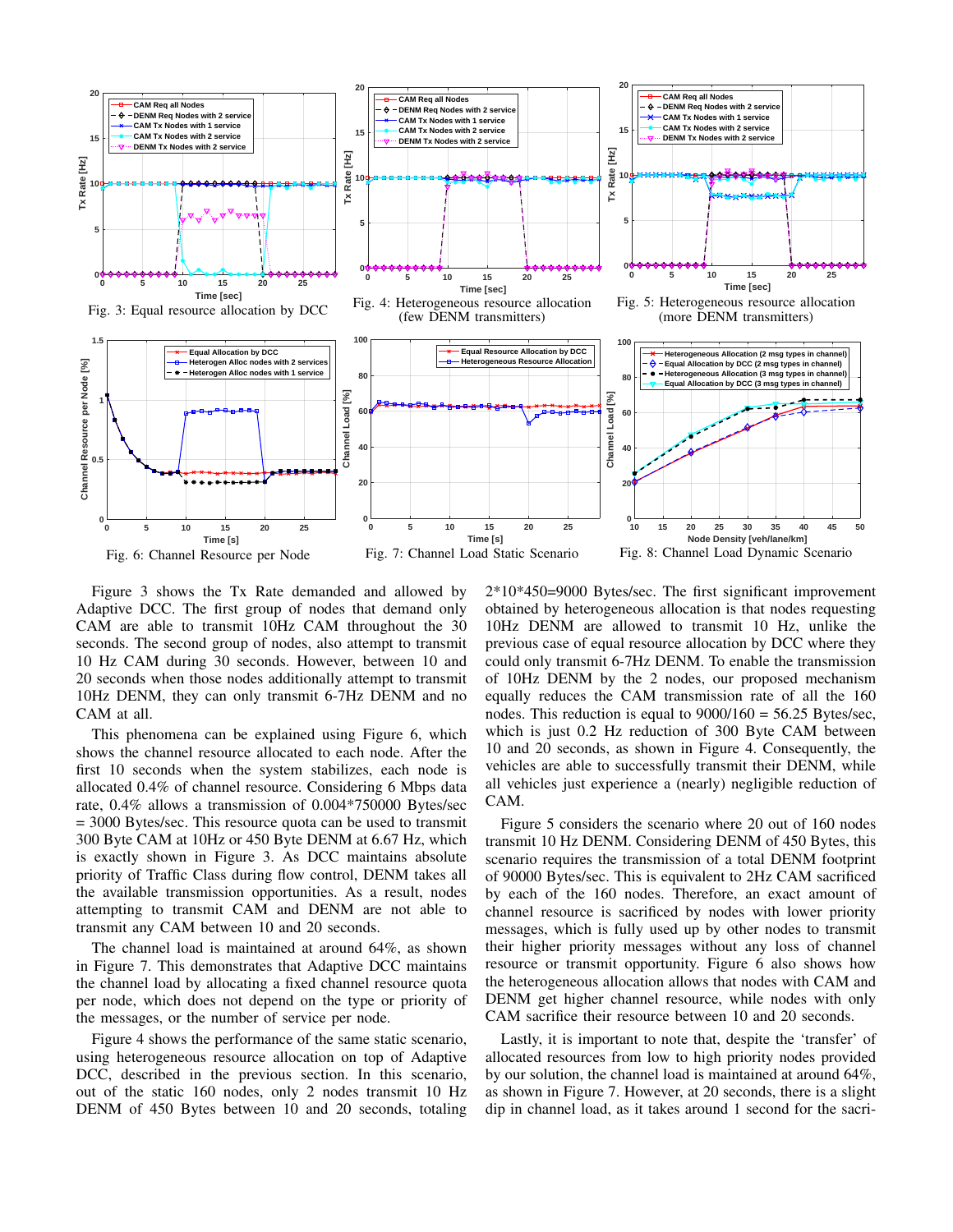Fig. 3: Equal resource allocation by DCC

Fig. 4: Heterogeneous resource allocation (few DENM transmitters)

Fig. 5: Heterogeneous resource allocation (more DENM transmitters)

Fig. 6: Channel Resource per Node

Fig. 7: Channel Load Static Scenario

Fig. 8: Channel Load Dynamic Scenario

Figure 3 shows the Tx Rate demanded and allowed by Adaptive DCC. The first group of nodes that demand only CAM are able to transmit 10Hz CAM throughout the 30 seconds. The second group of nodes, also attempt to transmit 10 Hz CAM during 30 seconds. However, between 10 and 20 seconds when those nodes additionally attempt to transmit 10Hz DENM, they can only transmit 6-7Hz DENM and no CAM at all.

This phenomena can be explained using Figure 6, which shows the channel resource allocated to each node. After the first 10 seconds when the system stabilizes, each node is allocated 0.4% of channel resource. Considering 6 Mbps data rate, 0.4% allows a transmission of 0.004*750000 Bytes/sec = 3000 Bytes/sec. This resource quota can be used to transmit 300 Byte CAM at 10Hz or 450 Byte DENM at 6.67 Hz, which is exactly shown in Figure 3. As DCC maintains absolute priority of Traffic Class during flow control, DENM takes all the available transmission opportunities. As a result, nodes attempting to transmit CAM and DENM are not able to transmit any CAM between 10 and 20 seconds.

The channel load is maintained at around 64%, as shown in Figure 7. This demonstrates that Adaptive DCC maintains the channel load by allocating a fixed channel resource quota per node, which does not depend on the type or priority of the messages, or the number of service per node.

Figure 4 shows the performance of the same static scenario, using heterogeneous resource allocation on top of Adaptive DCC, described in the previous section. In this scenario, out of the static 160 nodes, only 2 nodes transmit 10 Hz DENM of 450 Bytes between 10 and 20 seconds, totaling 2*10*450=9000 Bytes/sec. The first significant improvement obtained by heterogeneous allocation is that nodes requesting 10Hz DENM are allowed to transmit 10 Hz, unlike the previous case of equal resource allocation by DCC where they could only transmit 6-7Hz DENM. To enable the transmission of 10Hz DENM by the 2 nodes, our proposed mechanism equally reduces the CAM transmission rate of all the 160 nodes. This reduction is equal to 9000/160 = 56.25 Bytes/sec, which is just 0.2 Hz reduction of 300 Byte CAM between 10 and 20 seconds, as shown in Figure 4. Consequently, the vehicles are able to successfully transmit their DENM, while all vehicles just experience a (nearly) negligible reduction of CAM.

Figure 5 considers the scenario where 20 out of 160 nodes transmit 10 Hz DENM. Considering DENM of 450 Bytes, this scenario requires the transmission of a total DENM footprint of 90000 Bytes/sec. This is equivalent to 2Hz CAM sacrificed by each of the 160 nodes. Therefore, an exact amount of channel resource is sacrificed by nodes with lower priority messages, which is fully used up by other nodes to transmit their higher priority messages without any loss of channel resource or transmit opportunity. Figure 6 also shows how the heterogeneous allocation allows that nodes with CAM and DENM get higher channel resource, while nodes with only CAM sacrifice their resource between 10 and 20 seconds.

Lastly, it is important to note that, despite the 'transfer' of allocated resources from low to high priority nodes provided by our solution, the channel load is maintained at around 64%, as shown in Figure 7. However, at 20 seconds, there is a slight dip in channel load, as it takes around 1 second for the sacri-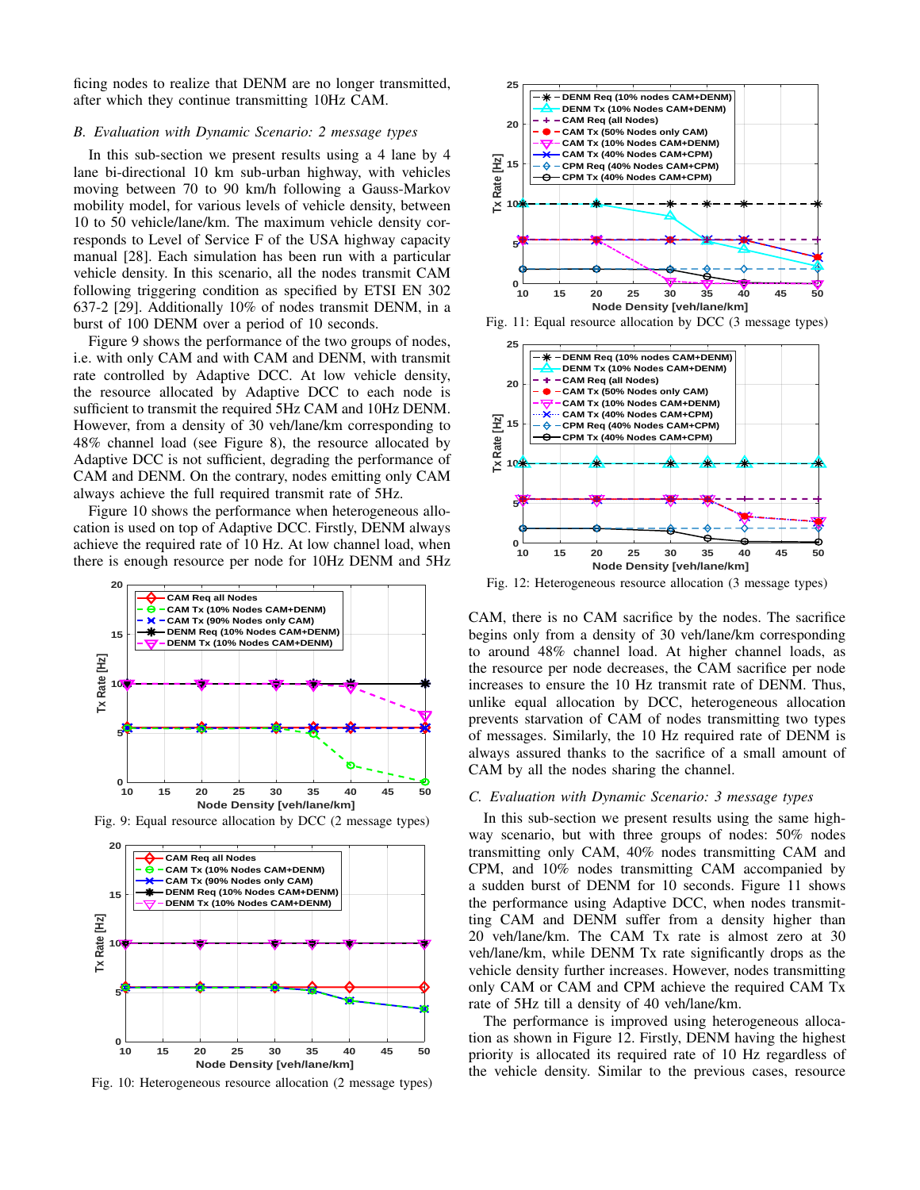ficing nodes to realize that DENM are no longer transmitted, after which they continue transmitting 10Hz CAM.

### *B. Evaluation with Dynamic Scenario: 2 message types*

In this sub-section we present results using a 4 lane by 4 lane bi-directional 10 km sub-urban highway, with vehicles moving between 70 to 90 km/h following a Gauss-Markov mobility model, for various levels of vehicle density, between 10 to 50 vehicle/lane/km. The maximum vehicle density corresponds to Level of Service F of the USA highway capacity manual [28]. Each simulation has been run with a particular vehicle density. In this scenario, all the nodes transmit CAM following triggering condition as specified by ETSI EN 302 637-2 [29]. Additionally 10% of nodes transmit DENM, in a burst of 100 DENM over a period of 10 seconds.

Figure 9 shows the performance of the two groups of nodes, i.e. with only CAM and with CAM and DENM, with transmit rate controlled by Adaptive DCC. At low vehicle density, the resource allocated by Adaptive DCC to each node is sufficient to transmit the required 5Hz CAM and 10Hz DENM. However, from a density of 30 veh/lane/km corresponding to 48% channel load (see Figure 8), the resource allocated by Adaptive DCC is not sufficient, degrading the performance of CAM and DENM. On the contrary, nodes emitting only CAM always achieve the full required transmit rate of 5Hz.

Figure 10 shows the performance when heterogeneous allocation is used on top of Adaptive DCC. Firstly, DENM always achieve the required rate of 10 Hz. At low channel load, when there is enough resource per node for 10Hz DENM and 5Hz CAM, there is no CAM sacrifice by the nodes. The sacrifice begins only from a density of 30 veh/lane/km corresponding to around 48% channel load. At higher channel loads, as the resource per node decreases, the CAM sacrifice per node increases to ensure the 10 Hz transmit rate of DENM. Thus, unlike equal allocation by DCC, heterogeneous allocation prevents starvation of CAM of nodes transmitting two types of messages. Similarly, the 10 Hz required rate of DENM is always assured thanks to the sacrifice of a small amount of CAM by all the nodes sharing the channel.

Fig. 9: Equal resource allocation by DCC (2 message types)

Fig. 10: Heterogeneous resource allocation (2 message types)

Fig. 11: Equal resource allocation by DCC (3 message types)

Fig. 12: Heterogeneous resource allocation (3 message types)

### *C. Evaluation with Dynamic Scenario: 3 message types*

In this sub-section we present results using the same highway scenario, but with three groups of nodes: 50% nodes transmitting only CAM, 40% nodes transmitting CAM and CPM, and 10% nodes transmitting CAM accompanied by a sudden burst of DENM for 10 seconds. Figure 11 shows the performance using Adaptive DCC, when nodes transmitting CAM and DENM suffer from a density higher than 20 veh/lane/km. The CAM Tx rate is almost zero at 30 veh/lane/km, while DENM Tx rate significantly drops as the vehicle density further increases. However, nodes transmitting only CAM or CAM and CPM achieve the required CAM Tx rate of 5Hz till a density of 40 veh/lane/km.

The performance is improved using heterogeneous allocation as shown in Figure 12. Firstly, DENM having the highest priority is allocated its required rate of 10 Hz regardless of the vehicle density. Similar to the previous cases, resource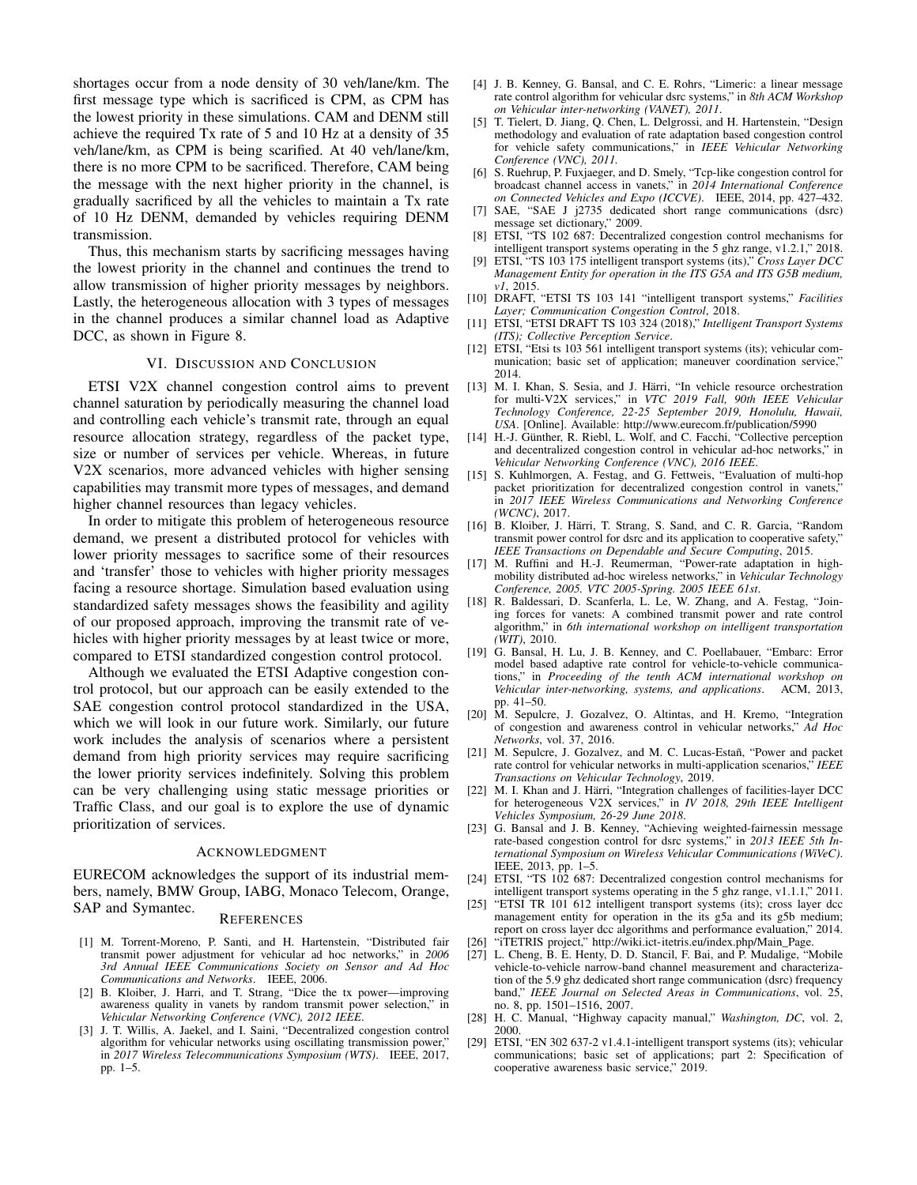shortages occur from a node density of 30 veh/lane/km. The first message type which is sacrificed is CPM, as CPM has the lowest priority in these simulations. CAM and DENM still achieve the required Tx rate of 5 and 10 Hz at a density of 35 veh/lane/km, as CPM is being scarified. At 40 veh/lane/km, there is no more CPM to be sacrificed. Therefore, CAM being the message with the next higher priority in the channel, is gradually sacrificed by all the vehicles to maintain a Tx rate of 10 Hz DENM, demanded by vehicles requiring DENM transmission.

Thus, this mechanism starts by sacrificing messages having the lowest priority in the channel and continues the trend to allow transmission of higher priority messages by neighbors. Lastly, the heterogeneous allocation with 3 types of messages in the channel produces a similar channel load as Adaptive DCC, as shown in Figure 8.

## VI. Discussion and Conclusion

ETSI V2X channel congestion control aims to prevent channel saturation by periodically measuring the channel load and controlling each vehicle's transmit rate, through an equal resource allocation strategy, regardless of the packet type, size or number of services per vehicle. Whereas, in future V2X scenarios, more advanced vehicles with higher sensing capabilities may transmit more types of messages, and demand higher channel resources than legacy vehicles.

In order to mitigate this problem of heterogeneous resource demand, we present a distributed protocol for vehicles with lower priority messages to sacrifice some of their resources and 'transfer' those to vehicles with higher priority messages facing a resource shortage. Simulation based evaluation using standardized safety messages shows the feasibility and agility of our proposed approach, improving the transmit rate of vehicles with higher priority messages by at least twice or more, compared to ETSI standardized congestion control protocol.

Although we evaluated the ETSI Adaptive congestion control protocol, but our approach can be easily extended to the SAE congestion control protocol standardized in the USA, which we will look in our future work. Similarly, our future work includes the analysis of scenarios where a persistent demand from high priority services may require sacrificing the lower priority services indefinitely. Solving this problem can be very challenging using static message priorities or Traffic Class, and our goal is to explore the use of dynamic prioritization of services.

## Acknowledgment

EURECOM acknowledges the support of its industrial members, namely, BMW Group, IABG, Monaco Telecom, Orange, SAP and Symantec.

## References

[1] M. Torrent-Moreno, P. Santi, and H. Hartenstein, "Distributed fair transmit power adjustment for vehicular ad hoc networks," in *2006 3rd Annual IEEE Communications Society on Sensor and Ad Hoc Communications and Networks*. IEEE, 2006.

[2] B. Kloiber, J. Harri, and T. Strang, "Dice the tx power—improving awareness quality in vanets by random transmit power selection," in *Vehicular Networking Conference (VNC), 2012 IEEE*.

[3] J. T. Willis, A. Jaekel, and I. Saini, "Decentralized congestion control algorithm for vehicular networks using oscillating transmission power," in *2017 Wireless Telecommunications Symposium (WTS)*. IEEE, 2017, pp. 1–5.

[4] J. B. Kenney, G. Bansal, and C. E. Rohrs, "Limeric: a linear message rate control algorithm for vehicular dsrc systems," in *8th ACM Workshop on Vehicular inter-networking (VANET), 2011*.

[5] T. Tielert, D. Jiang, Q. Chen, L. Delgrossi, and H. Hartenstein, "Design methodology and evaluation of rate adaptation based congestion control for vehicle safety communications," in *IEEE Vehicular Networking Conference (VNC), 2011*.

[6] S. Ruehrup, P. Fuxjaeger, and D. Smely, "Tcp-like congestion control for broadcast channel access in vanets," in *2014 International Conference on Connected Vehicles and Expo (ICCVE)*. IEEE, 2014, pp. 427–432.

[7] SAE, "SAE J j2735 dedicated short range communications (dsrc) message set dictionary," 2009.

[8] ETSI, "TS 102 687: Decentralized congestion control mechanisms for intelligent transport systems operating in the 5 ghz range, v1.2.1," 2018.

[9] ETSI, "TS 103 175 intelligent transport systems (its)," *Cross Layer DCC Management Entity for operation in the ITS G5A and ITS G5B medium, v1*, 2015.

[10] DRAFT, "ETSI TS 103 141 "intelligent transport systems," *Facilities Layer; Communication Congestion Control*, 2018.

[11] ETSI, "ETSI DRAFT TS 103 324 (2018)," *Intelligent Transport Systems (ITS); Collective Perception Service*.

[12] ETSI, "Etsi ts 103 561 intelligent transport systems (its); vehicular communication; basic set of application; maneuver coordination service," 2014.

[13] M. I. Khan, S. Sesia, and J. Härri, "In vehicle resource orchestration for multi-V2X services," in *VTC 2019 Fall, 90th IEEE Vehicular Technology Conference, 22-25 September 2019, Honolulu, Hawaii, USA*. [Online]. Available: http://www.eurecom.fr/publication/5990

[14] H.-J. Günther, R. Riebl, L. Wolf, and C. Facchi, "Collective perception and decentralized congestion control in vehicular ad-hoc networks," in *Vehicular Networking Conference (VNC), 2016 IEEE*.

[15] S. Kuhlmorgen, A. Festag, and G. Fettweis, "Evaluation of multi-hop packet prioritization for decentralized congestion control in vanets," in *2017 IEEE Wireless Communications and Networking Conference (WCNC)*, 2017.

[16] B. Kloiber, J. Härri, T. Strang, S. Sand, and C. R. Garcia, "Random transmit power control for dsrc and its application to cooperative safety," *IEEE Transactions on Dependable and Secure Computing*, 2015.

[17] M. Ruffini and H.-J. Reumerman, "Power-rate adaptation in high-mobility distributed ad-hoc wireless networks," in *Vehicular Technology Conference, 2005. VTC 2005-Spring. 2005 IEEE 61st*.

[18] R. Baldessari, D. Scanferla, L. Le, W. Zhang, and A. Festag, "Joining forces for vanets: A combined transmit power and rate control algorithm," in *6th international workshop on intelligent transportation (WIT)*, 2010.

[19] G. Bansal, H. Lu, J. B. Kenney, and C. Poellabauer, "Embarc: Error model based adaptive rate control for vehicle-to-vehicle communications," in *Proceeding of the tenth ACM international workshop on Vehicular inter-networking, systems, and applications*. ACM, 2013, pp. 41–50.

[20] M. Sepulcre, J. Gozalvez, O. Altintas, and H. Kremo, "Integration of congestion and awareness control in vehicular networks," *Ad Hoc Networks*, vol. 37, 2016.

[21] M. Sepulcre, J. Gozalvez, and M. C. Lucas-Estañ, "Power and packet rate control for vehicular networks in multi-application scenarios," *IEEE Transactions on Vehicular Technology*, 2019.

[22] M. I. Khan and J. Härri, "Integration challenges of facilities-layer DCC for heterogeneous V2X services," in *IV 2018, 29th IEEE Intelligent Vehicles Symposium, 26-29 June 2018*.

[23] G. Bansal and J. B. Kenney, "Achieving weighted-fairnessin message rate-based congestion control for dsrc systems," in *2013 IEEE 5th International Symposium on Wireless Vehicular Communications (WiVeC)*. IEEE, 2013, pp. 1–5.

[24] ETSI, "TS 102 687: Decentralized congestion control mechanisms for intelligent transport systems operating in the 5 ghz range, v1.1.1," 2011.

[25] "ETSI TR 101 612 intelligent transport systems (its); cross layer dcc management entity for operation in the its g5a and its g5b medium; report on cross layer dcc algorithms and performance evaluation," 2014.

[26] "iTETRIS project," http://wiki.ict-itetris.eu/index.php/Main_Page.

[27] L. Cheng, B. E. Henty, D. D. Stancil, F. Bai, and P. Mudalige, "Mobile vehicle-to-vehicle narrow-band channel measurement and characterization of the 5.9 ghz dedicated short range communication (dsrc) frequency band," *IEEE Journal on Selected Areas in Communications*, vol. 25, no. 8, pp. 1501–1516, 2007.

[28] H. C. Manual, "Highway capacity manual," *Washington, DC*, vol. 2, 2000.

[29] ETSI, "EN 302 637-2 v1.4.1-intelligent transport systems (its); vehicular communications; basic set of applications; part 2: Specification of cooperative awareness basic service," 2019.